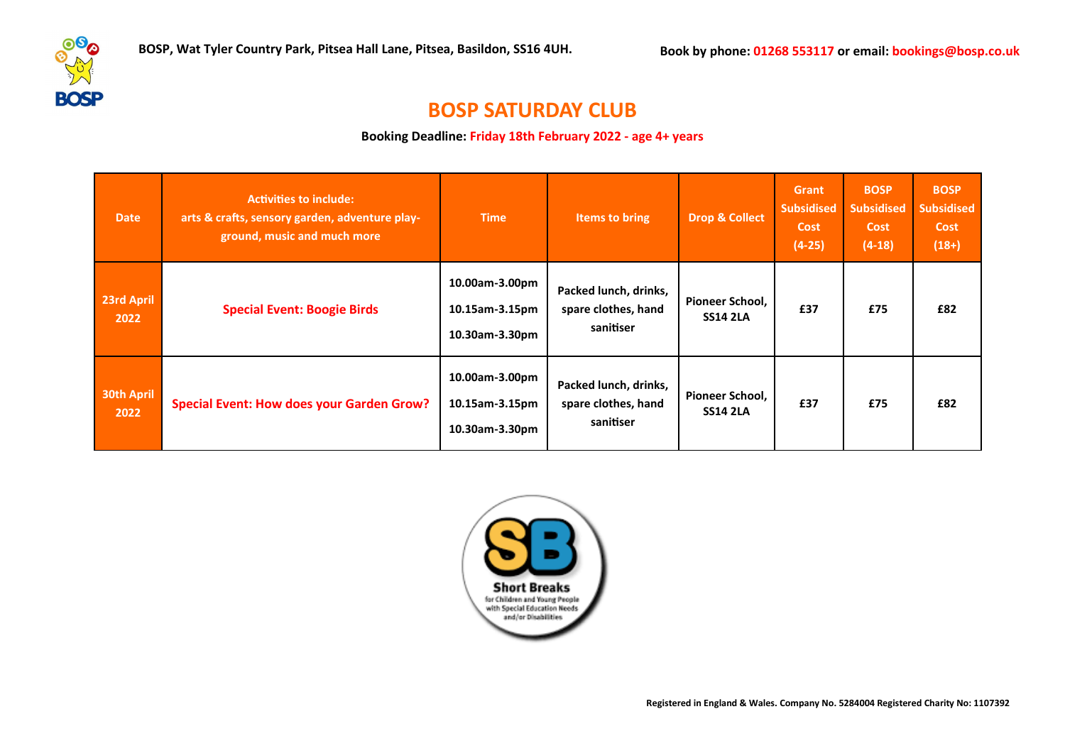BOSP, Wat Tyler Country Park, Pitsea Hall Lane, Pitsea, Basildon, SS16 4UH.

Book by phone: 01268 553117 or email: bookings@bosp.co.uk

# BOSP SATURDAY CLUB

**Booking Deadline: Friday 18th February 2022 - age 4+ years**

| Date | Activities to include: arts & crafts, sensory garden, adventure play-ground, music and much more | Time | Items to bring | Drop & Collect | Grant Subsidised Cost (4-25) | BOSP Subsidised Cost (4-18) | BOSP Subsidised Cost (18+) |
|---|---|---|---|---|---|---|---|
| 23rd April 2022 | Special Event: Boogie Birds | 10.00am-3.00pm<br>10.15am-3.15pm<br>10.30am-3.30pm | Packed lunch, drinks, spare clothes, hand sanitiser | Pioneer School, SS14 2LA | £37 | £75 | £82 |
| 30th April 2022 | Special Event: How does your Garden Grow? | 10.00am-3.00pm<br>10.15am-3.15pm<br>10.30am-3.30pm | Packed lunch, drinks, spare clothes, hand sanitiser | Pioneer School, SS14 2LA | £37 | £75 | £82 |

Short Breaks for Children and Young People with Special Education Needs and/or Disabilities

Registered in England & Wales. Company No. 5284004 Registered Charity No: 1107392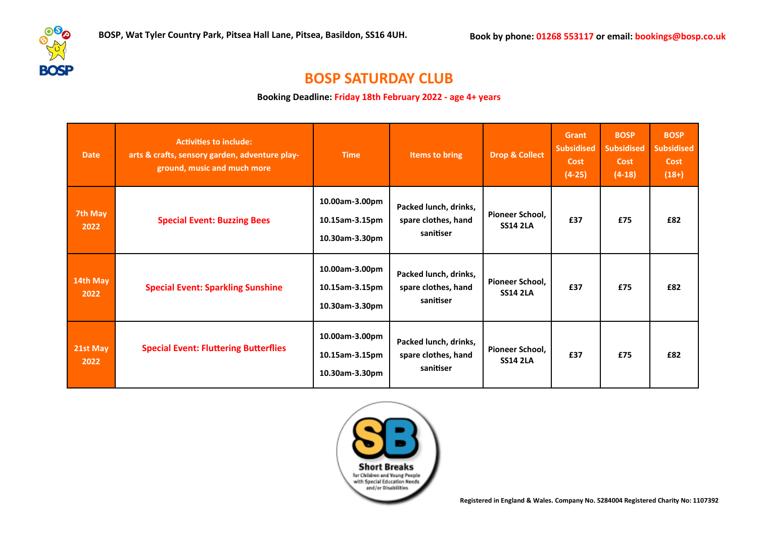BOSP, Wat Tyler Country Park, Pitsea Hall Lane, Pitsea, Basildon, SS16 4UH.

Book by phone: 01268 553117 or email: bookings@bosp.co.uk

# BOSP SATURDAY CLUB

**Booking Deadline: Friday 18th February 2022 - age 4+ years**

| Date | Activities to include: arts & crafts, sensory garden, adventure play-ground, music and much more | Time | Items to bring | Drop & Collect | Grant Subsidised Cost (4-25) | BOSP Subsidised Cost (4-18) | BOSP Subsidised Cost (18+) |
|---|---|---|---|---|---|---|---|
| 7th May 2022 | Special Event: Buzzing Bees | 10.00am-3.00pm<br>10.15am-3.15pm<br>10.30am-3.30pm | Packed lunch, drinks, spare clothes, hand sanitiser | Pioneer School, SS14 2LA | £37 | £75 | £82 |
| 14th May 2022 | Special Event: Sparkling Sunshine | 10.00am-3.00pm<br>10.15am-3.15pm<br>10.30am-3.30pm | Packed lunch, drinks, spare clothes, hand sanitiser | Pioneer School, SS14 2LA | £37 | £75 | £82 |
| 21st May 2022 | Special Event: Fluttering Butterflies | 10.00am-3.00pm<br>10.15am-3.15pm<br>10.30am-3.30pm | Packed lunch, drinks, spare clothes, hand sanitiser | Pioneer School, SS14 2LA | £37 | £75 | £82 |

Short Breaks for Children and Young People with Special Education Needs and/or Disabilities

Registered in England & Wales. Company No. 5284004 Registered Charity No: 1107392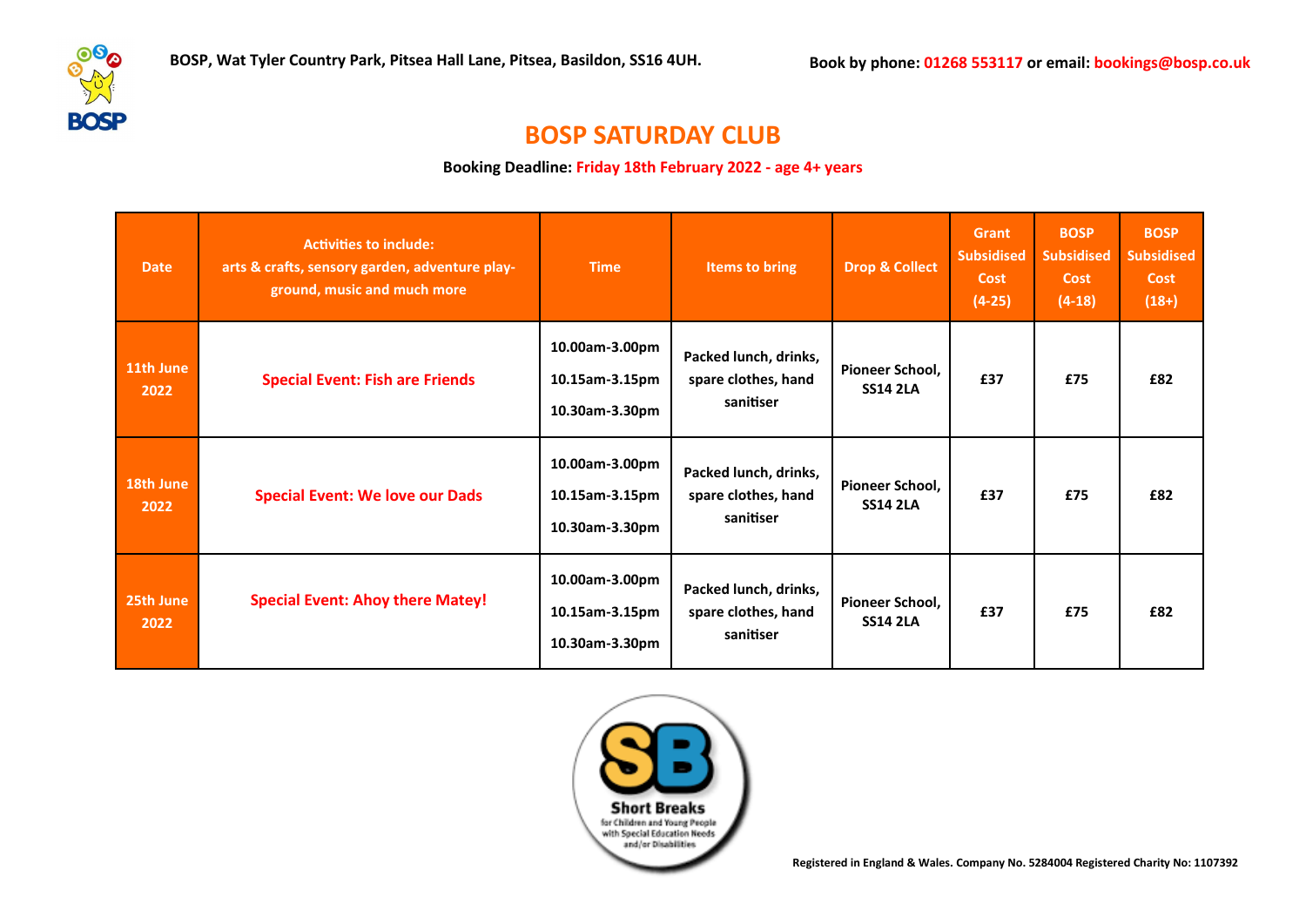BOSP, Wat Tyler Country Park, Pitsea Hall Lane, Pitsea, Basildon, SS16 4UH.

Book by phone: **01268 553117** or email: **bookings@bosp.co.uk**

# BOSP SATURDAY CLUB

**Booking Deadline: Friday 18th February 2022 - age 4+ years**

| Date | Activities to include: arts & crafts, sensory garden, adventure play-ground, music and much more | Time | Items to bring | Drop & Collect | Grant Subsidised Cost (4-25) | BOSP Subsidised Cost (4-18) | BOSP Subsidised Cost (18+) |
|---|---|---|---|---|---|---|---|
| 11th June 2022 | Special Event: Fish are Friends | 10.00am-3.00pm 10.15am-3.15pm 10.30am-3.30pm | Packed lunch, drinks, spare clothes, hand sanitiser | Pioneer School, SS14 2LA | £37 | £75 | £82 |
| 18th June 2022 | Special Event: We love our Dads | 10.00am-3.00pm 10.15am-3.15pm 10.30am-3.30pm | Packed lunch, drinks, spare clothes, hand sanitiser | Pioneer School, SS14 2LA | £37 | £75 | £82 |
| 25th June 2022 | Special Event: Ahoy there Matey! | 10.00am-3.00pm 10.15am-3.15pm 10.30am-3.30pm | Packed lunch, drinks, spare clothes, hand sanitiser | Pioneer School, SS14 2LA | £37 | £75 | £82 |

Short Breaks for Children and Young People with Special Education Needs and/or Disabilities

Registered in England & Wales. Company No. 5284004 Registered Charity No: 1107392